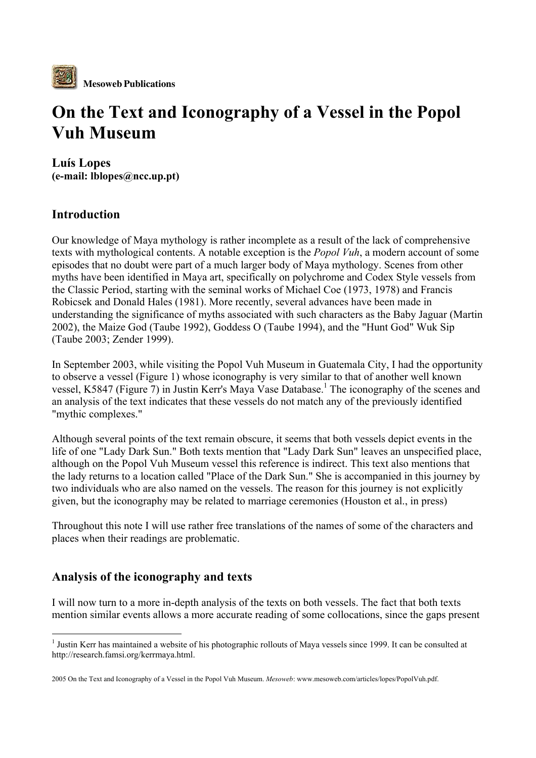**Mesoweb Publications**

# On the Text and Iconography of a Vessel in the Popol Vuh Museum

**Luís Lopes**
**(e-mail: lblopes@ncc.up.pt)**

## Introduction

Our knowledge of Maya mythology is rather incomplete as a result of the lack of comprehensive texts with mythological contents. A notable exception is the *Popol Vuh*, a modern account of some episodes that no doubt were part of a much larger body of Maya mythology. Scenes from other myths have been identified in Maya art, specifically on polychrome and Codex Style vessels from the Classic Period, starting with the seminal works of Michael Coe (1973, 1978) and Francis Robicsek and Donald Hales (1981). More recently, several advances have been made in understanding the significance of myths associated with such characters as the Baby Jaguar (Martin 2002), the Maize God (Taube 1992), Goddess O (Taube 1994), and the "Hunt God" Wuk Sip (Taube 2003; Zender 1999).

In September 2003, while visiting the Popol Vuh Museum in Guatemala City, I had the opportunity to observe a vessel (Figure 1) whose iconography is very similar to that of another well known vessel, K5847 (Figure 7) in Justin Kerr's Maya Vase Database.[1] The iconography of the scenes and an analysis of the text indicates that these vessels do not match any of the previously identified "mythic complexes."

Although several points of the text remain obscure, it seems that both vessels depict events in the life of one "Lady Dark Sun." Both texts mention that "Lady Dark Sun" leaves an unspecified place, although on the Popol Vuh Museum vessel this reference is indirect. This text also mentions that the lady returns to a location called "Place of the Dark Sun." She is accompanied in this journey by two individuals who are also named on the vessels. The reason for this journey is not explicitly given, but the iconography may be related to marriage ceremonies (Houston et al., in press)

Throughout this note I will use rather free translations of the names of some of the characters and places when their readings are problematic.

## Analysis of the iconography and texts

I will now turn to a more in-depth analysis of the texts on both vessels. The fact that both texts mention similar events allows a more accurate reading of some collocations, since the gaps present

---

[1] Justin Kerr has maintained a website of his photographic rollouts of Maya vessels since 1999. It can be consulted at http://research.famsi.org/kerrmaya.html.

2005 On the Text and Iconography of a Vessel in the Popol Vuh Museum. *Mesoweb*: www.mesoweb.com/articles/lopes/PopolVuh.pdf.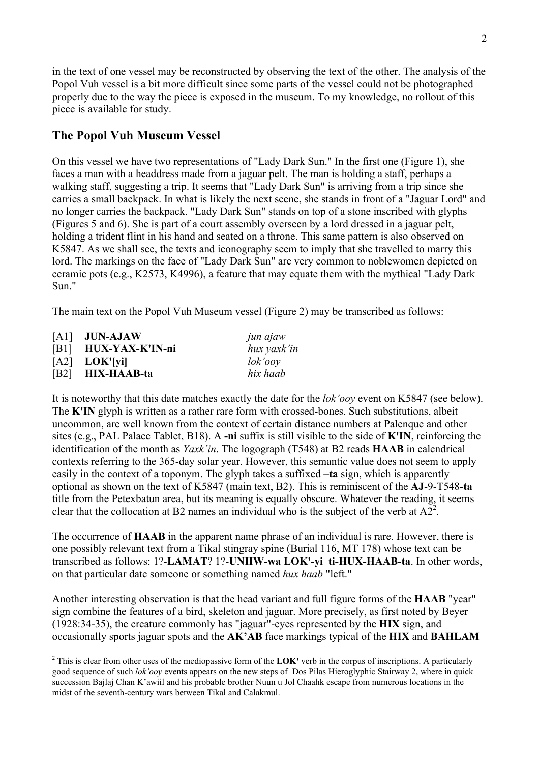in the text of one vessel may be reconstructed by observing the text of the other. The analysis of the Popol Vuh vessel is a bit more difficult since some parts of the vessel could not be photographed properly due to the way the piece is exposed in the museum. To my knowledge, no rollout of this piece is available for study.

## The Popol Vuh Museum Vessel

On this vessel we have two representations of "Lady Dark Sun." In the first one (Figure 1), she faces a man with a headdress made from a jaguar pelt. The man is holding a staff, perhaps a walking staff, suggesting a trip. It seems that "Lady Dark Sun" is arriving from a trip since she carries a small backpack. In what is likely the next scene, she stands in front of a "Jaguar Lord" and no longer carries the backpack. "Lady Dark Sun" stands on top of a stone inscribed with glyphs (Figures 5 and 6). She is part of a court assembly overseen by a lord dressed in a jaguar pelt, holding a trident flint in his hand and seated on a throne. This same pattern is also observed on K5847. As we shall see, the texts and iconography seem to imply that she travelled to marry this lord. The markings on the face of "Lady Dark Sun" are very common to noblewomen depicted on ceramic pots (e.g., K2573, K4996), a feature that may equate them with the mythical "Lady Dark Sun."

The main text on the Popol Vuh Museum vessel (Figure 2) may be transcribed as follows:

| | | |
|---|---|---|
| [A1] | **JUN-AJAW** | *jun ajaw* |
| [B1] | **HUX-YAX-K'IN-ni** | *hux yaxk'in* |
| [A2] | **LOK'[yi]** | *lok'ooy* |
| [B2] | **HIX-HAAB-ta** | *hix haab* |

It is noteworthy that this date matches exactly the date for the *lok'ooy* event on K5847 (see below). The **K'IN** glyph is written as a rather rare form with crossed-bones. Such substitutions, albeit uncommon, are well known from the context of certain distance numbers at Palenque and other sites (e.g., PAL Palace Tablet, B18). A **-ni** suffix is still visible to the side of **K'IN**, reinforcing the identification of the month as *Yaxk'in*. The logograph (T548) at B2 reads **HAAB** in calendrical contexts referring to the 365-day solar year. However, this semantic value does not seem to apply easily in the context of a toponym. The glyph takes a suffixed **–ta** sign, which is apparently optional as shown on the text of K5847 (main text, B2). This is reminiscent of the **AJ**-9-T548-**ta** title from the Petexbatun area, but its meaning is equally obscure. Whatever the reading, it seems clear that the collocation at B2 names an individual who is the subject of the verb at A2[2].

The occurrence of **HAAB** in the apparent name phrase of an individual is rare. However, there is one possibly relevant text from a Tikal stingray spine (Burial 116, MT 178) whose text can be transcribed as follows: 1?-**LAMAT**? 1?-**UNIIW-wa LOK'-yi ti-HUX-HAAB-ta**. In other words, on that particular date someone or something named *hux haab* "left."

Another interesting observation is that the head variant and full figure forms of the **HAAB** "year" sign combine the features of a bird, skeleton and jaguar. More precisely, as first noted by Beyer (1928:34-35), the creature commonly has "jaguar"-eyes represented by the **HIX** sign, and occasionally sports jaguar spots and the **AK'AB** face markings typical of the **HIX** and **BAHLAM**

[2] This is clear from other uses of the mediopassive form of the **LOK'** verb in the corpus of inscriptions. A particularly good sequence of such *lok'ooy* events appears on the new steps of Dos Pilas Hieroglyphic Stairway 2, where in quick succession Bajlaj Chan K'awiil and his probable brother Nuun u Jol Chaahk escape from numerous locations in the midst of the seventh-century wars between Tikal and Calakmul.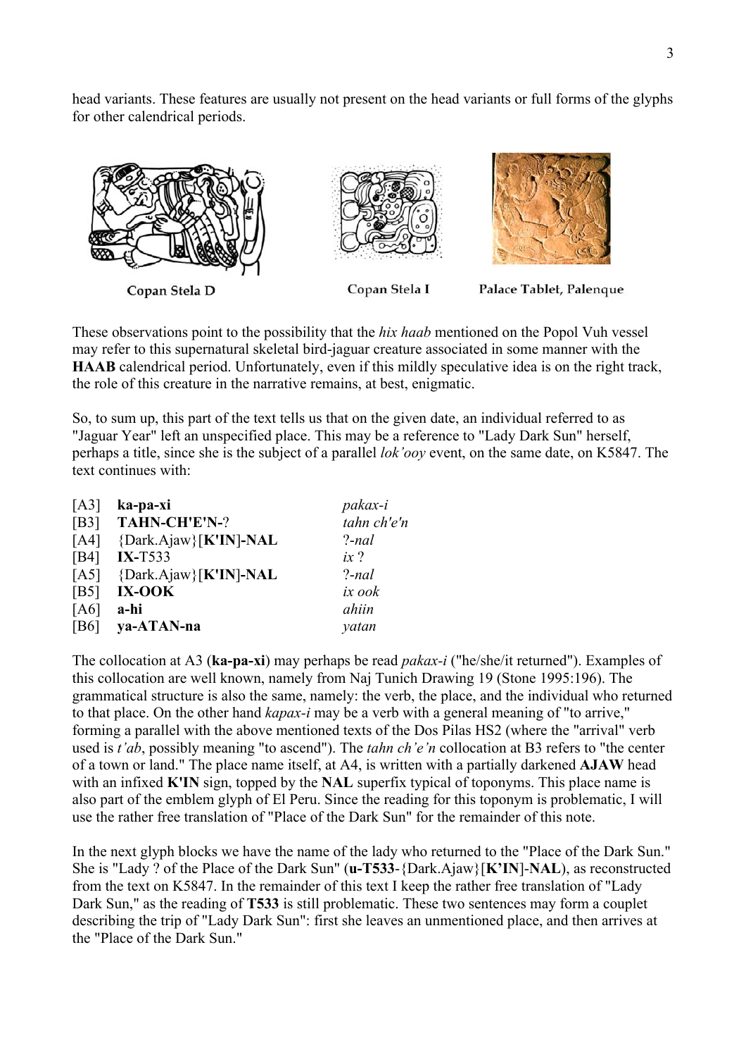head variants. These features are usually not present on the head variants or full forms of the glyphs for other calendrical periods.

Copan Stela D Copan Stela I Palace Tablet, Palenque

These observations point to the possibility that the *hix haab* mentioned on the Popol Vuh vessel may refer to this supernatural skeletal bird-jaguar creature associated in some manner with the **HAAB** calendrical period. Unfortunately, even if this mildly speculative idea is on the right track, the role of this creature in the narrative remains, at best, enigmatic.

So, to sum up, this part of the text tells us that on the given date, an individual referred to as "Jaguar Year" left an unspecified place. This may be a reference to "Lady Dark Sun" herself, perhaps a title, since she is the subject of a parallel *lok'ooy* event, on the same date, on K5847. The text continues with:

| | | |
|---|---|---|
| [A3] | **ka-pa-xi** | *pakax-i* |
| [B3] | **TAHN-CH'E'N-**? | *tahn ch'e'n* |
| [A4] | {Dark.Ajaw}[**K'IN**]**-NAL** | ?*-nal* |
| [B4] | **IX-**T533 | *ix* ? |
| [A5] | {Dark.Ajaw}[**K'IN**]**-NAL** | ?*-nal* |
| [B5] | **IX-OOK** | *ix ook* |
| [A6] | **a-hi** | *ahiin* |
| [B6] | **ya-ATAN-na** | *yatan* |

The collocation at A3 (**ka-pa-xi**) may perhaps be read *pakax-i* ("he/she/it returned"). Examples of this collocation are well known, namely from Naj Tunich Drawing 19 (Stone 1995:196). The grammatical structure is also the same, namely: the verb, the place, and the individual who returned to that place. On the other hand *kapax-i* may be a verb with a general meaning of "to arrive," forming a parallel with the above mentioned texts of the Dos Pilas HS2 (where the "arrival" verb used is *t'ab*, possibly meaning "to ascend"). The *tahn ch'e'n* collocation at B3 refers to "the center of a town or land." The place name itself, at A4, is written with a partially darkened **AJAW** head with an infixed **K'IN** sign, topped by the **NAL** superfix typical of toponyms. This place name is also part of the emblem glyph of El Peru. Since the reading for this toponym is problematic, I will use the rather free translation of "Place of the Dark Sun" for the remainder of this note.

In the next glyph blocks we have the name of the lady who returned to the "Place of the Dark Sun." She is "Lady ? of the Place of the Dark Sun" (**u-T533**-{Dark.Ajaw}[**K'IN**]-**NAL**), as reconstructed from the text on K5847. In the remainder of this text I keep the rather free translation of "Lady Dark Sun," as the reading of **T533** is still problematic. These two sentences may form a couplet describing the trip of "Lady Dark Sun": first she leaves an unmentioned place, and then arrives at the "Place of the Dark Sun."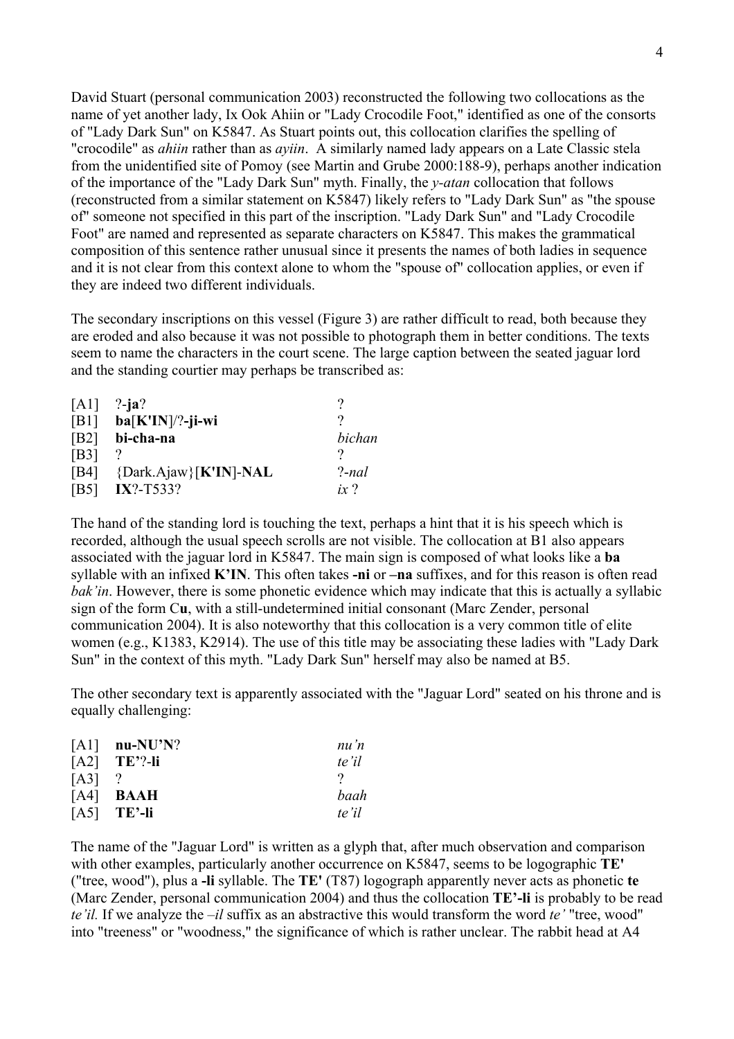David Stuart (personal communication 2003) reconstructed the following two collocations as the name of yet another lady, Ix Ook Ahiin or "Lady Crocodile Foot," identified as one of the consorts of "Lady Dark Sun" on K5847. As Stuart points out, this collocation clarifies the spelling of "crocodile" as *ahiin* rather than as *ayiin*. A similarly named lady appears on a Late Classic stela from the unidentified site of Pomoy (see Martin and Grube 2000:188-9), perhaps another indication of the importance of the "Lady Dark Sun" myth. Finally, the *y-atan* collocation that follows (reconstructed from a similar statement on K5847) likely refers to "Lady Dark Sun" as "the spouse of" someone not specified in this part of the inscription. "Lady Dark Sun" and "Lady Crocodile Foot" are named and represented as separate characters on K5847. This makes the grammatical composition of this sentence rather unusual since it presents the names of both ladies in sequence and it is not clear from this context alone to whom the "spouse of" collocation applies, or even if they are indeed two different individuals.

The secondary inscriptions on this vessel (Figure 3) are rather difficult to read, both because they are eroded and also because it was not possible to photograph them in better conditions. The texts seem to name the characters in the court scene. The large caption between the seated jaguar lord and the standing courtier may perhaps be transcribed as:

| | | |
|---|---|---|
| [A1] | ?-**ja**? | ? |
| [B1] | **ba**[**K'IN**]/?-**ji-wi** | ? |
| [B2] | **bi-cha-na** | *bichan* |
| [B3] | ? | ? |
| [B4] | {Dark.Ajaw}[**K'IN**]-**NAL** | ?-*nal* |
| [B5] | **IX**?-T533? | *ix* ? |

The hand of the standing lord is touching the text, perhaps a hint that it is his speech which is recorded, although the usual speech scrolls are not visible. The collocation at B1 also appears associated with the jaguar lord in K5847. The main sign is composed of what looks like a **ba** syllable with an infixed **K'IN**. This often takes **-ni** or **–na** suffixes, and for this reason is often read *bak'in*. However, there is some phonetic evidence which may indicate that this is actually a syllabic sign of the form C**u**, with a still-undetermined initial consonant (Marc Zender, personal communication 2004). It is also noteworthy that this collocation is a very common title of elite women (e.g., K1383, K2914). The use of this title may be associating these ladies with "Lady Dark Sun" in the context of this myth. "Lady Dark Sun" herself may also be named at B5.

The other secondary text is apparently associated with the "Jaguar Lord" seated on his throne and is equally challenging:

| | | |
|---|---|---|
| [A1] | **nu-NU'N**? | *nu'n* |
| [A2] | **TE'**?-**li** | *te'il* |
| [A3] | ? | ? |
| [A4] | **BAAH** | *baah* |
| [A5] | **TE'-li** | *te'il* |

The name of the "Jaguar Lord" is written as a glyph that, after much observation and comparison with other examples, particularly another occurrence on K5847, seems to be logographic **TE'** ("tree, wood"), plus a **-li** syllable. The **TE'** (T87) logograph apparently never acts as phonetic **te** (Marc Zender, personal communication 2004) and thus the collocation **TE'-li** is probably to be read *te'il.* If we analyze the *–il* suffix as an abstractive this would transform the word *te'* "tree, wood" into "treeness" or "woodness," the significance of which is rather unclear. The rabbit head at A4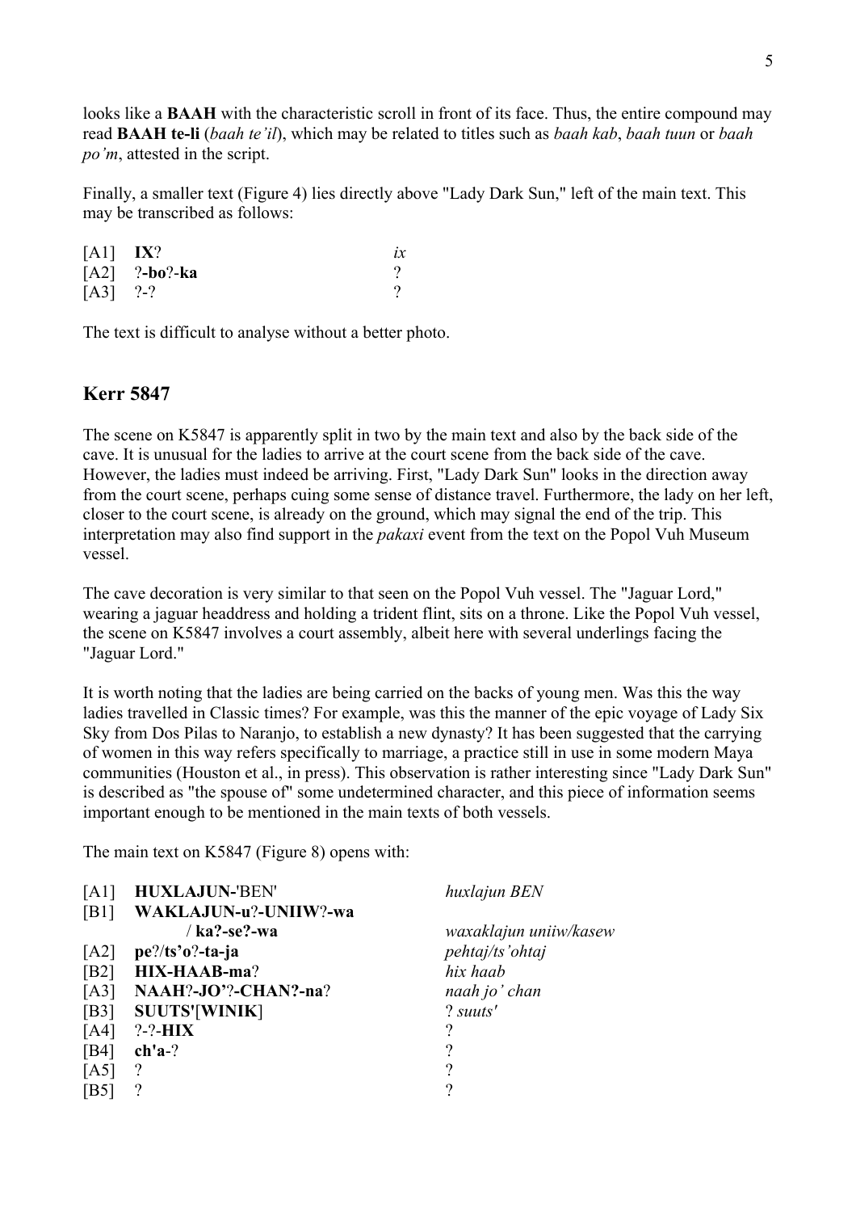looks like a **BAAH** with the characteristic scroll in front of its face. Thus, the entire compound may read **BAAH te-li** (*baah te'il*), which may be related to titles such as *baah kab*, *baah tuun* or *baah po'm*, attested in the script.

Finally, a smaller text (Figure 4) lies directly above "Lady Dark Sun," left of the main text. This may be transcribed as follows:

| | | |
|---|---|---|
| [A1] | **IX**? | *ix* |
| [A2] | ?-**bo**?-**ka** | ? |
| [A3] | ?-? | ? |

The text is difficult to analyse without a better photo.

## Kerr 5847

The scene on K5847 is apparently split in two by the main text and also by the back side of the cave. It is unusual for the ladies to arrive at the court scene from the back side of the cave. However, the ladies must indeed be arriving. First, "Lady Dark Sun" looks in the direction away from the court scene, perhaps cuing some sense of distance travel. Furthermore, the lady on her left, closer to the court scene, is already on the ground, which may signal the end of the trip. This interpretation may also find support in the *pakaxi* event from the text on the Popol Vuh Museum vessel.

The cave decoration is very similar to that seen on the Popol Vuh vessel. The "Jaguar Lord," wearing a jaguar headdress and holding a trident flint, sits on a throne. Like the Popol Vuh vessel, the scene on K5847 involves a court assembly, albeit here with several underlings facing the "Jaguar Lord."

It is worth noting that the ladies are being carried on the backs of young men. Was this the way ladies travelled in Classic times? For example, was this the manner of the epic voyage of Lady Six Sky from Dos Pilas to Naranjo, to establish a new dynasty? It has been suggested that the carrying of women in this way refers specifically to marriage, a practice still in use in some modern Maya communities (Houston et al., in press). This observation is rather interesting since "Lady Dark Sun" is described as "the spouse of" some undetermined character, and this piece of information seems important enough to be mentioned in the main texts of both vessels.

The main text on K5847 (Figure 8) opens with:

| | | |
|---|---|---|
| [A1] | **HUXLAJUN-**'BEN' | *huxlajun BEN* |
| [B1] | **WAKLAJUN-u**?-**UNIIW**?-**wa** / **ka?-se?-wa** | *waxaklajun uniiw/kasew* |
| [A2] | **pe**?/**ts'o**?-**ta-ja** | *pehtaj/ts'ohtaj* |
| [B2] | **HIX-HAAB-ma**? | *hix haab* |
| [A3] | **NAAH**?-**JO'**?-**CHAN?-na**? | *naah jo' chan* |
| [B3] | **SUUTS'**[**WINIK**] | ? *suuts'* |
| [A4] | ?-?-**HIX** | ? |
| [B4] | **ch'a**-? | ? |
| [A5] | ? | ? |
| [B5] | ? | ? |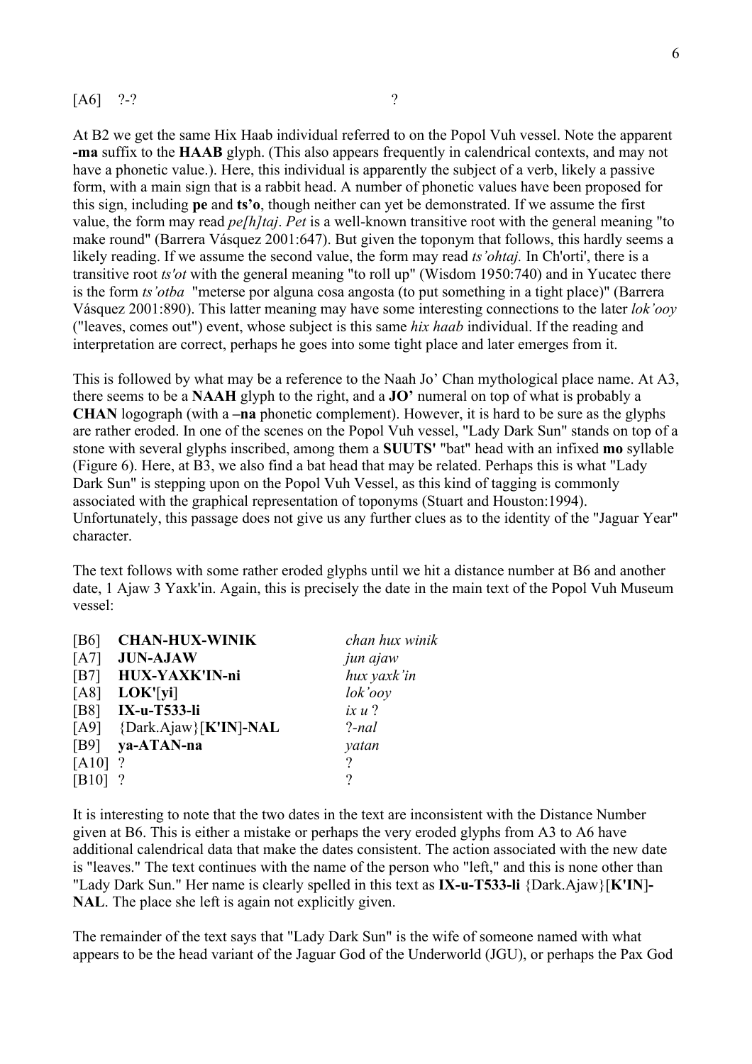| | | |
|---|---|---|
| [A6] | ?-? | ? |

At B2 we get the same Hix Haab individual referred to on the Popol Vuh vessel. Note the apparent **-ma** suffix to the **HAAB** glyph. (This also appears frequently in calendrical contexts, and may not have a phonetic value.). Here, this individual is apparently the subject of a verb, likely a passive form, with a main sign that is a rabbit head. A number of phonetic values have been proposed for this sign, including **pe** and **ts'o**, though neither can yet be demonstrated. If we assume the first value, the form may read *pe[h]taj*. *Pet* is a well-known transitive root with the general meaning "to make round" (Barrera Vásquez 2001:647). But given the toponym that follows, this hardly seems a likely reading. If we assume the second value, the form may read *ts'ohtaj.* In Ch'orti', there is a transitive root *ts'ot* with the general meaning "to roll up" (Wisdom 1950:740) and in Yucatec there is the form *ts'otba* "meterse por alguna cosa angosta (to put something in a tight place)" (Barrera Vásquez 2001:890). This latter meaning may have some interesting connections to the later *lok'ooy* ("leaves, comes out") event, whose subject is this same *hix haab* individual. If the reading and interpretation are correct, perhaps he goes into some tight place and later emerges from it.

This is followed by what may be a reference to the Naah Jo' Chan mythological place name. At A3, there seems to be a **NAAH** glyph to the right, and a **JO'** numeral on top of what is probably a **CHAN** logograph (with a **–na** phonetic complement). However, it is hard to be sure as the glyphs are rather eroded. In one of the scenes on the Popol Vuh vessel, "Lady Dark Sun" stands on top of a stone with several glyphs inscribed, among them a **SUUTS'** "bat" head with an infixed **mo** syllable (Figure 6). Here, at B3, we also find a bat head that may be related. Perhaps this is what "Lady Dark Sun" is stepping upon on the Popol Vuh Vessel, as this kind of tagging is commonly associated with the graphical representation of toponyms (Stuart and Houston:1994). Unfortunately, this passage does not give us any further clues as to the identity of the "Jaguar Year" character.

The text follows with some rather eroded glyphs until we hit a distance number at B6 and another date, 1 Ajaw 3 Yaxk'in. Again, this is precisely the date in the main text of the Popol Vuh Museum vessel:

| | | |
|---|---|---|
| [B6] | **CHAN-HUX-WINIK** | *chan hux winik* |
| [A7] | **JUN-AJAW** | *jun ajaw* |
| [B7] | **HUX-YAXK'IN-ni** | *hux yaxk'in* |
| [A8] | **LOK'[yi]** | *lok'ooy* |
| [B8] | **IX-u-T533-li** | *ix u* ? |
| [A9] | {Dark.Ajaw}[**K'IN**]-**NAL** | ?-*nal* |
| [B9] | **ya-ATAN-na** | *yatan* |
| [A10] | ? | ? |
| [B10] | ? | ? |

It is interesting to note that the two dates in the text are inconsistent with the Distance Number given at B6. This is either a mistake or perhaps the very eroded glyphs from A3 to A6 have additional calendrical data that make the dates consistent. The action associated with the new date is "leaves." The text continues with the name of the person who "left," and this is none other than "Lady Dark Sun." Her name is clearly spelled in this text as **IX-u-T533-li** {Dark.Ajaw}[**K'IN**]-**NAL**. The place she left is again not explicitly given.

The remainder of the text says that "Lady Dark Sun" is the wife of someone named with what appears to be the head variant of the Jaguar God of the Underworld (JGU), or perhaps the Pax God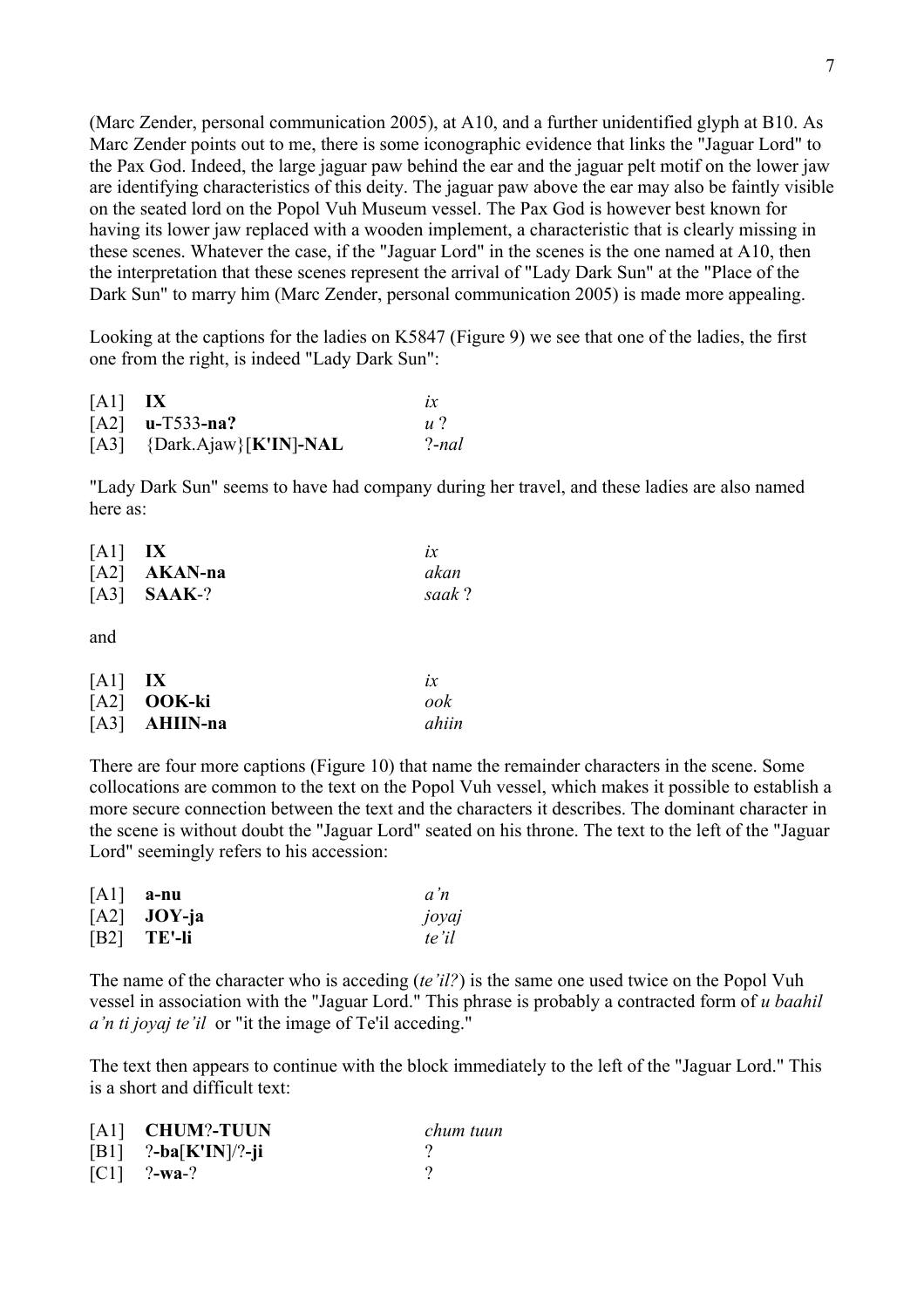(Marc Zender, personal communication 2005), at A10, and a further unidentified glyph at B10. As Marc Zender points out to me, there is some iconographic evidence that links the "Jaguar Lord" to the Pax God. Indeed, the large jaguar paw behind the ear and the jaguar pelt motif on the lower jaw are identifying characteristics of this deity. The jaguar paw above the ear may also be faintly visible on the seated lord on the Popol Vuh Museum vessel. The Pax God is however best known for having its lower jaw replaced with a wooden implement, a characteristic that is clearly missing in these scenes. Whatever the case, if the "Jaguar Lord" in the scenes is the one named at A10, then the interpretation that these scenes represent the arrival of "Lady Dark Sun" at the "Place of the Dark Sun" to marry him (Marc Zender, personal communication 2005) is made more appealing.

Looking at the captions for the ladies on K5847 (Figure 9) we see that one of the ladies, the first one from the right, is indeed "Lady Dark Sun":

| | | |
|---|---|---|
| [A1] | **IX** | *ix* |
| [A2] | **u**-T533-**na?** | *u* ? |
| [A3] | {Dark.Ajaw}[**K'IN**]-**NAL** | ?-*nal* |

"Lady Dark Sun" seems to have had company during her travel, and these ladies are also named here as:

| | | |
|---|---|---|
| [A1] | **IX** | *ix* |
| [A2] | **AKAN-na** | *akan* |
| [A3] | **SAAK**-? | *saak* ? |

and

| | | |
|---|---|---|
| [A1] | **IX** | *ix* |
| [A2] | **OOK-ki** | *ook* |
| [A3] | **AHIIN-na** | *ahiin* |

There are four more captions (Figure 10) that name the remainder characters in the scene. Some collocations are common to the text on the Popol Vuh vessel, which makes it possible to establish a more secure connection between the text and the characters it describes. The dominant character in the scene is without doubt the "Jaguar Lord" seated on his throne. The text to the left of the "Jaguar Lord" seemingly refers to his accession:

| | | |
|---|---|---|
| [A1] | **a-nu** | *a'n* |
| [A2] | **JOY-ja** | *joyaj* |
| [B2] | **TE'-li** | *te'il* |

The name of the character who is acceding (*te'il?*) is the same one used twice on the Popol Vuh vessel in association with the "Jaguar Lord." This phrase is probably a contracted form of *u baahil a'n ti joyaj te'il* or "it the image of Te'il acceding."

The text then appears to continue with the block immediately to the left of the "Jaguar Lord." This is a short and difficult text:

| | | |
|---|---|---|
| [A1] | **CHUM**?-**TUUN** | *chum tuun* |
| [B1] | ?-**ba**[**K'IN**]/?-**ji** | ? |
| [C1] | ?-**wa**-? | ? |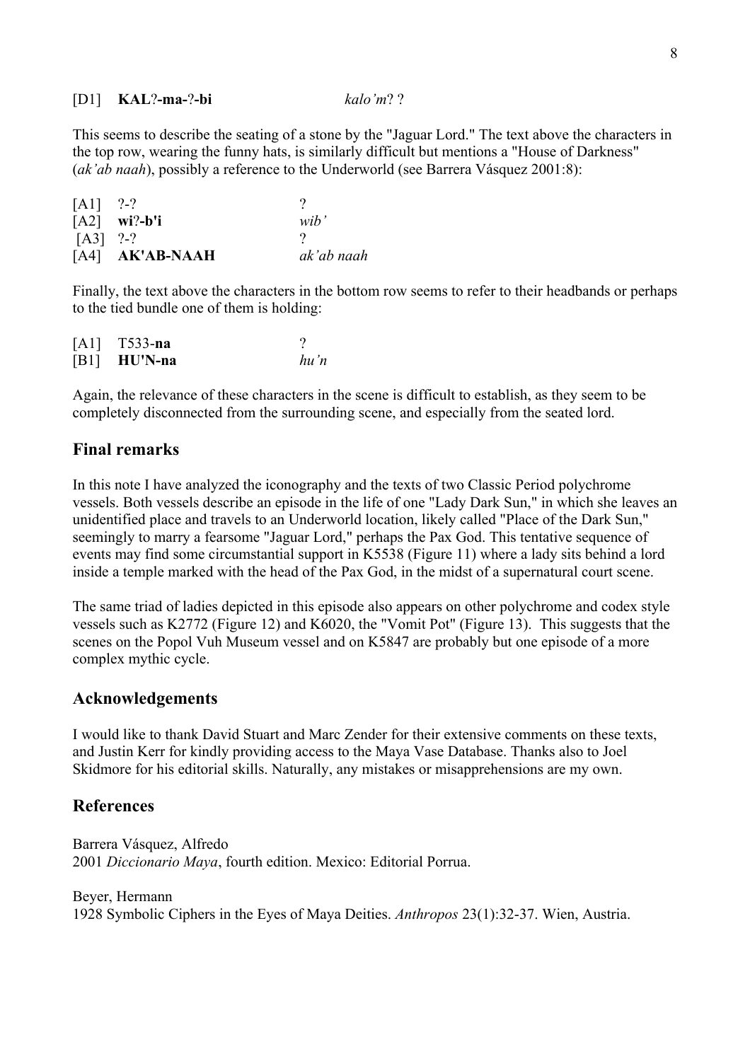| | | |
|---|---|---|
| [D1] | **KAL**?-**ma**-?-**bi** | *kalo'm*? ? |

This seems to describe the seating of a stone by the "Jaguar Lord." The text above the characters in the top row, wearing the funny hats, is similarly difficult but mentions a "House of Darkness" (*ak'ab naah*), possibly a reference to the Underworld (see Barrera Vásquez 2001:8):

| | | |
|---|---|---|
| [A1] | ?-? | ? |
| [A2] | **wi**?-**b'i** | *wib'* |
| [A3] | ?-? | ? |
| [A4] | **AK'AB-NAAH** | *ak'ab naah* |

Finally, the text above the characters in the bottom row seems to refer to their headbands or perhaps to the tied bundle one of them is holding:

| | | |
|---|---|---|
| [A1] | T533-**na** | ? |
| [B1] | **HU'N-na** | *hu'n* |

Again, the relevance of these characters in the scene is difficult to establish, as they seem to be completely disconnected from the surrounding scene, and especially from the seated lord.

## Final remarks

In this note I have analyzed the iconography and the texts of two Classic Period polychrome vessels. Both vessels describe an episode in the life of one "Lady Dark Sun," in which she leaves an unidentified place and travels to an Underworld location, likely called "Place of the Dark Sun," seemingly to marry a fearsome "Jaguar Lord," perhaps the Pax God. This tentative sequence of events may find some circumstantial support in K5538 (Figure 11) where a lady sits behind a lord inside a temple marked with the head of the Pax God, in the midst of a supernatural court scene.

The same triad of ladies depicted in this episode also appears on other polychrome and codex style vessels such as K2772 (Figure 12) and K6020, the "Vomit Pot" (Figure 13). This suggests that the scenes on the Popol Vuh Museum vessel and on K5847 are probably but one episode of a more complex mythic cycle.

## Acknowledgements

I would like to thank David Stuart and Marc Zender for their extensive comments on these texts, and Justin Kerr for kindly providing access to the Maya Vase Database. Thanks also to Joel Skidmore for his editorial skills. Naturally, any mistakes or misapprehensions are my own.

## References

Barrera Vásquez, Alfredo
2001 *Diccionario Maya*, fourth edition. Mexico: Editorial Porrua.

Beyer, Hermann
1928 Symbolic Ciphers in the Eyes of Maya Deities. *Anthropos* 23(1):32-37. Wien, Austria.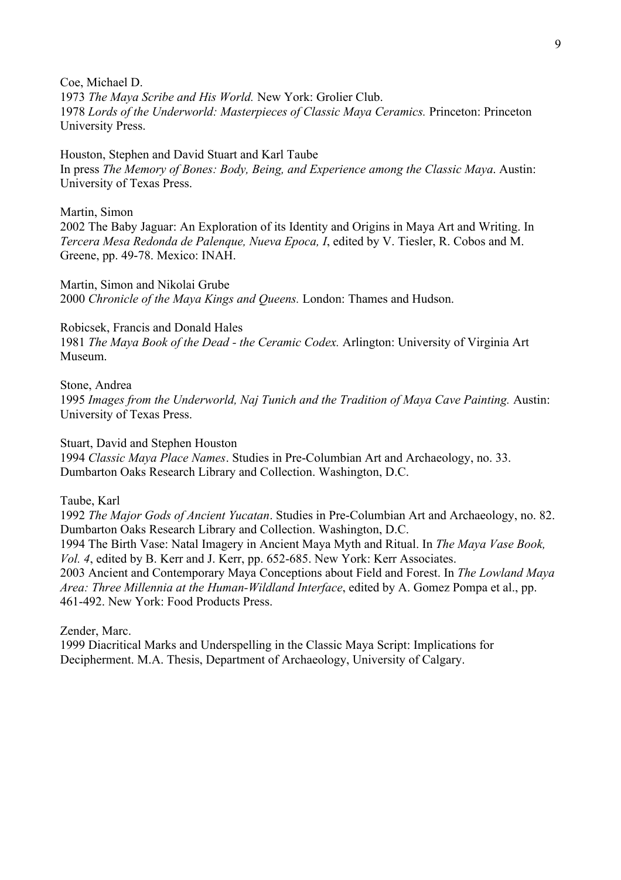Coe, Michael D.
1973 *The Maya Scribe and His World.* New York: Grolier Club.
1978 *Lords of the Underworld: Masterpieces of Classic Maya Ceramics.* Princeton: Princeton University Press.

Houston, Stephen and David Stuart and Karl Taube
In press *The Memory of Bones: Body, Being, and Experience among the Classic Maya*. Austin: University of Texas Press.

Martin, Simon
2002 The Baby Jaguar: An Exploration of its Identity and Origins in Maya Art and Writing. In *Tercera Mesa Redonda de Palenque, Nueva Epoca, I*, edited by V. Tiesler, R. Cobos and M. Greene, pp. 49-78. Mexico: INAH.

Martin, Simon and Nikolai Grube
2000 *Chronicle of the Maya Kings and Queens.* London: Thames and Hudson.

Robicsek, Francis and Donald Hales
1981 *The Maya Book of the Dead - the Ceramic Codex.* Arlington: University of Virginia Art Museum.

Stone, Andrea
1995 *Images from the Underworld, Naj Tunich and the Tradition of Maya Cave Painting.* Austin: University of Texas Press.

Stuart, David and Stephen Houston
1994 *Classic Maya Place Names*. Studies in Pre-Columbian Art and Archaeology, no. 33. Dumbarton Oaks Research Library and Collection. Washington, D.C.

Taube, Karl
1992 *The Major Gods of Ancient Yucatan*. Studies in Pre-Columbian Art and Archaeology, no. 82. Dumbarton Oaks Research Library and Collection. Washington, D.C.
1994 The Birth Vase: Natal Imagery in Ancient Maya Myth and Ritual. In *The Maya Vase Book, Vol. 4*, edited by B. Kerr and J. Kerr, pp. 652-685. New York: Kerr Associates.
2003 Ancient and Contemporary Maya Conceptions about Field and Forest. In *The Lowland Maya Area: Three Millennia at the Human-Wildland Interface*, edited by A. Gomez Pompa et al., pp. 461-492. New York: Food Products Press.

Zender, Marc.
1999 Diacritical Marks and Underspelling in the Classic Maya Script: Implications for Decipherment. M.A. Thesis, Department of Archaeology, University of Calgary.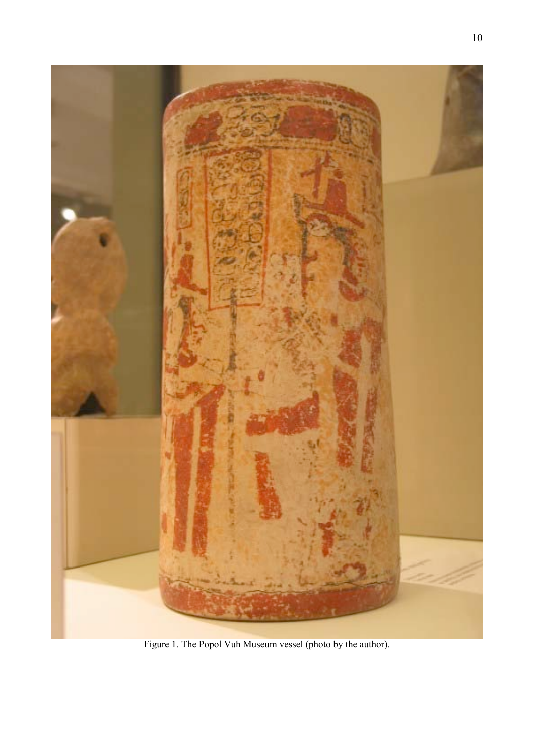Figure 1. The Popol Vuh Museum vessel (photo by the author).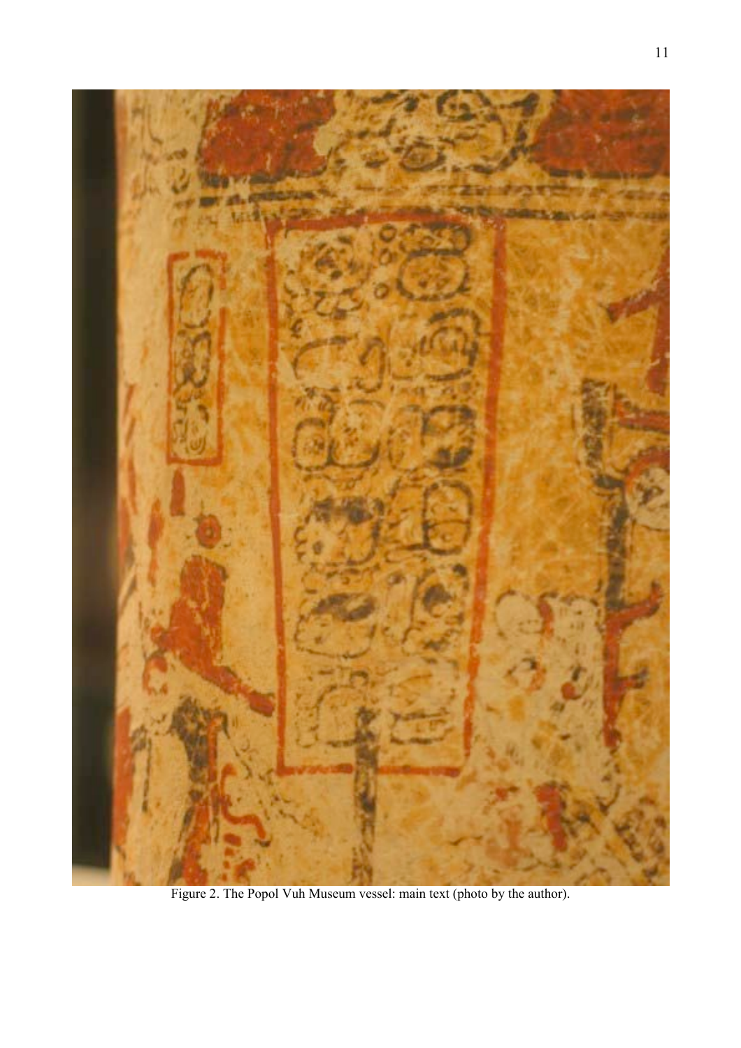Figure 2. The Popol Vuh Museum vessel: main text (photo by the author).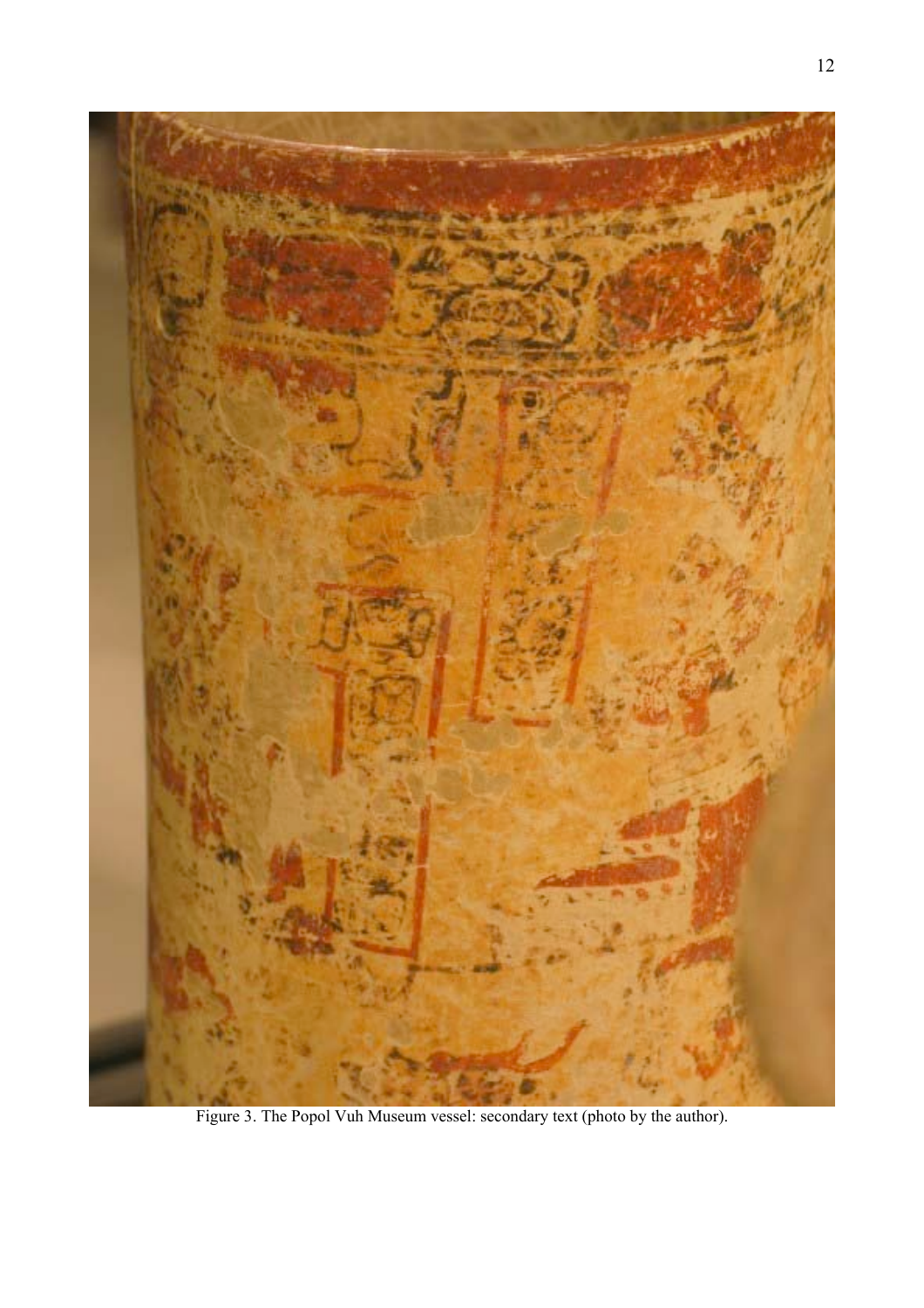Figure 3. The Popol Vuh Museum vessel: secondary text (photo by the author).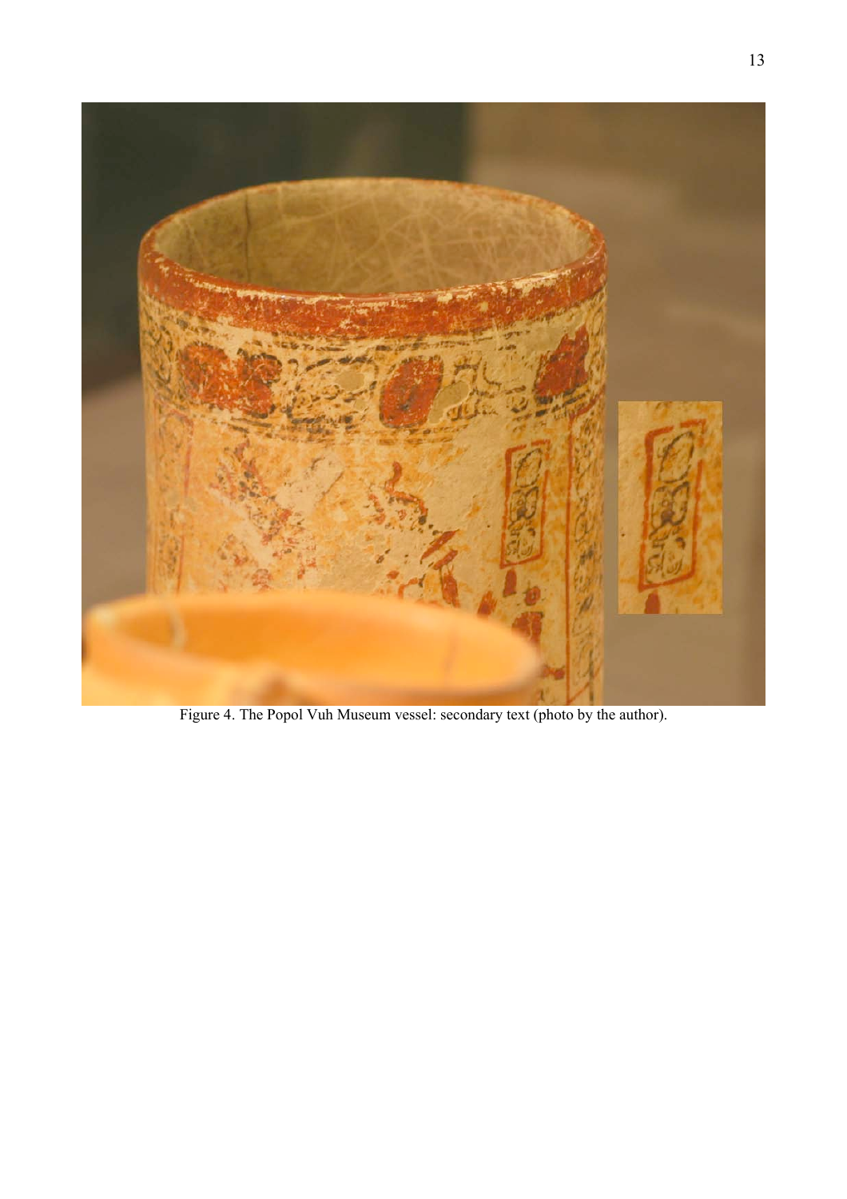Figure 4. The Popol Vuh Museum vessel: secondary text (photo by the author).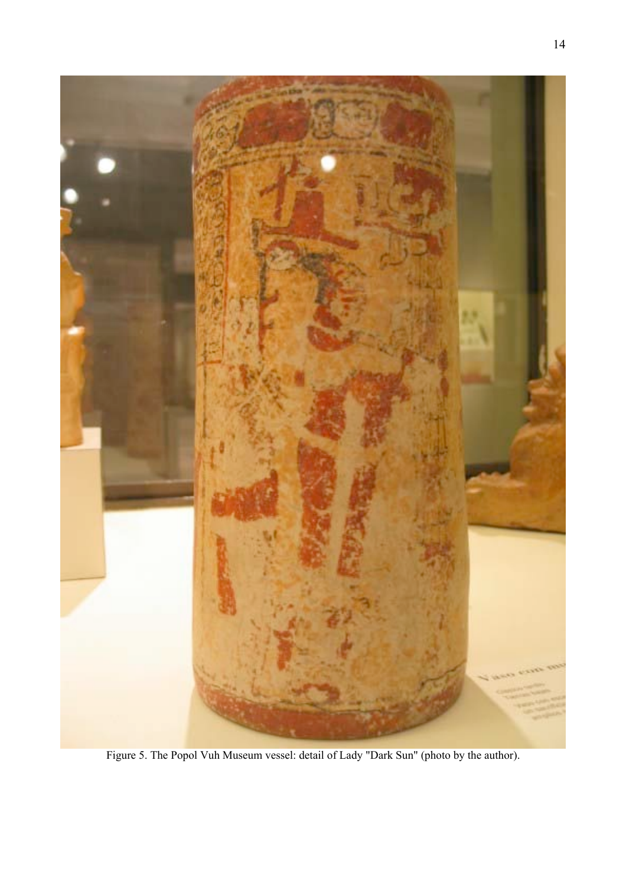Figure 5. The Popol Vuh Museum vessel: detail of Lady "Dark Sun" (photo by the author).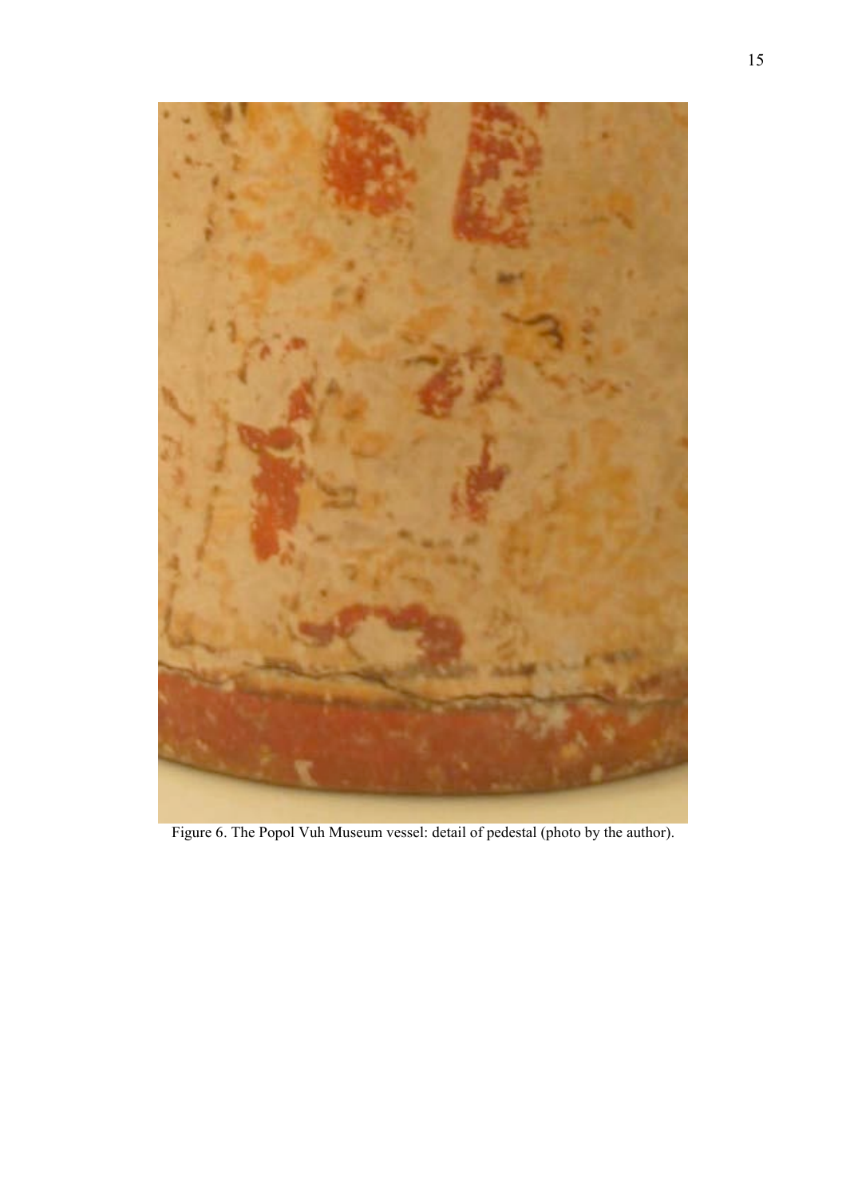Figure 6. The Popol Vuh Museum vessel: detail of pedestal (photo by the author).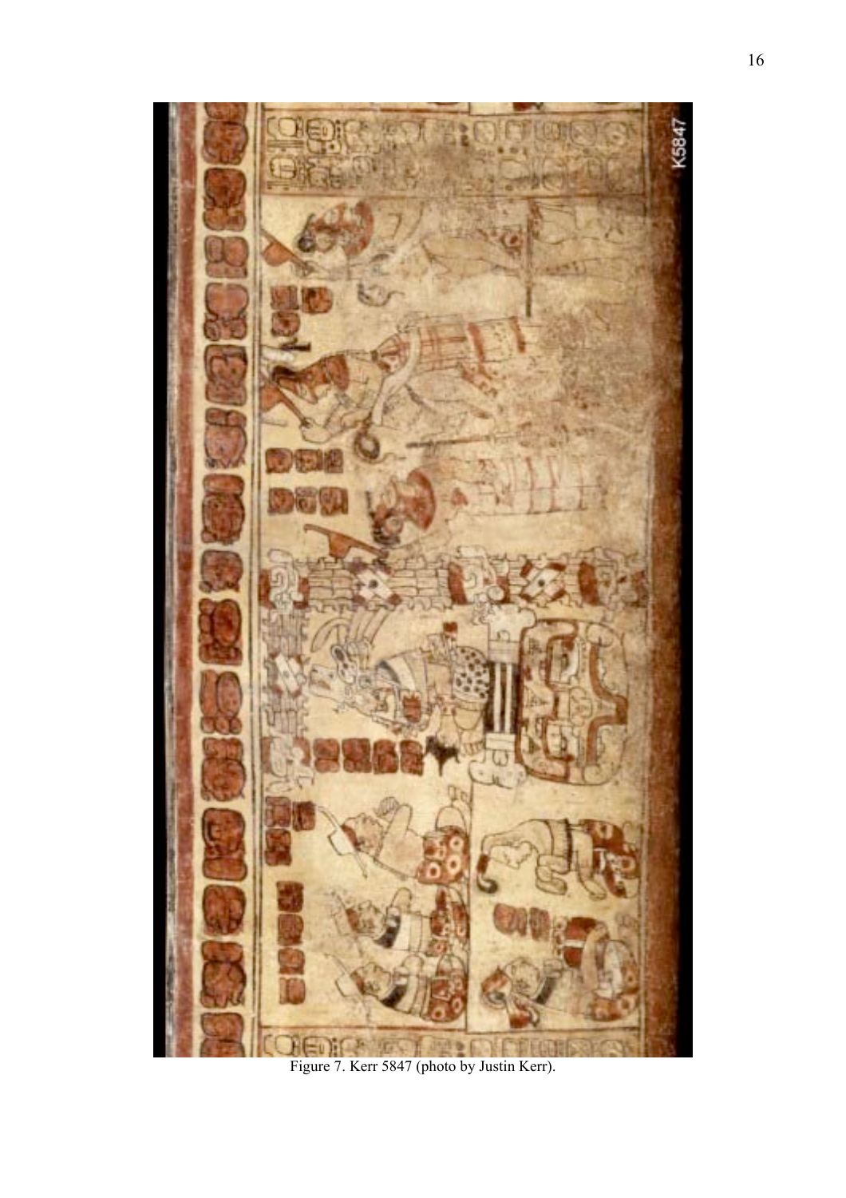Figure 7. Kerr 5847 (photo by Justin Kerr).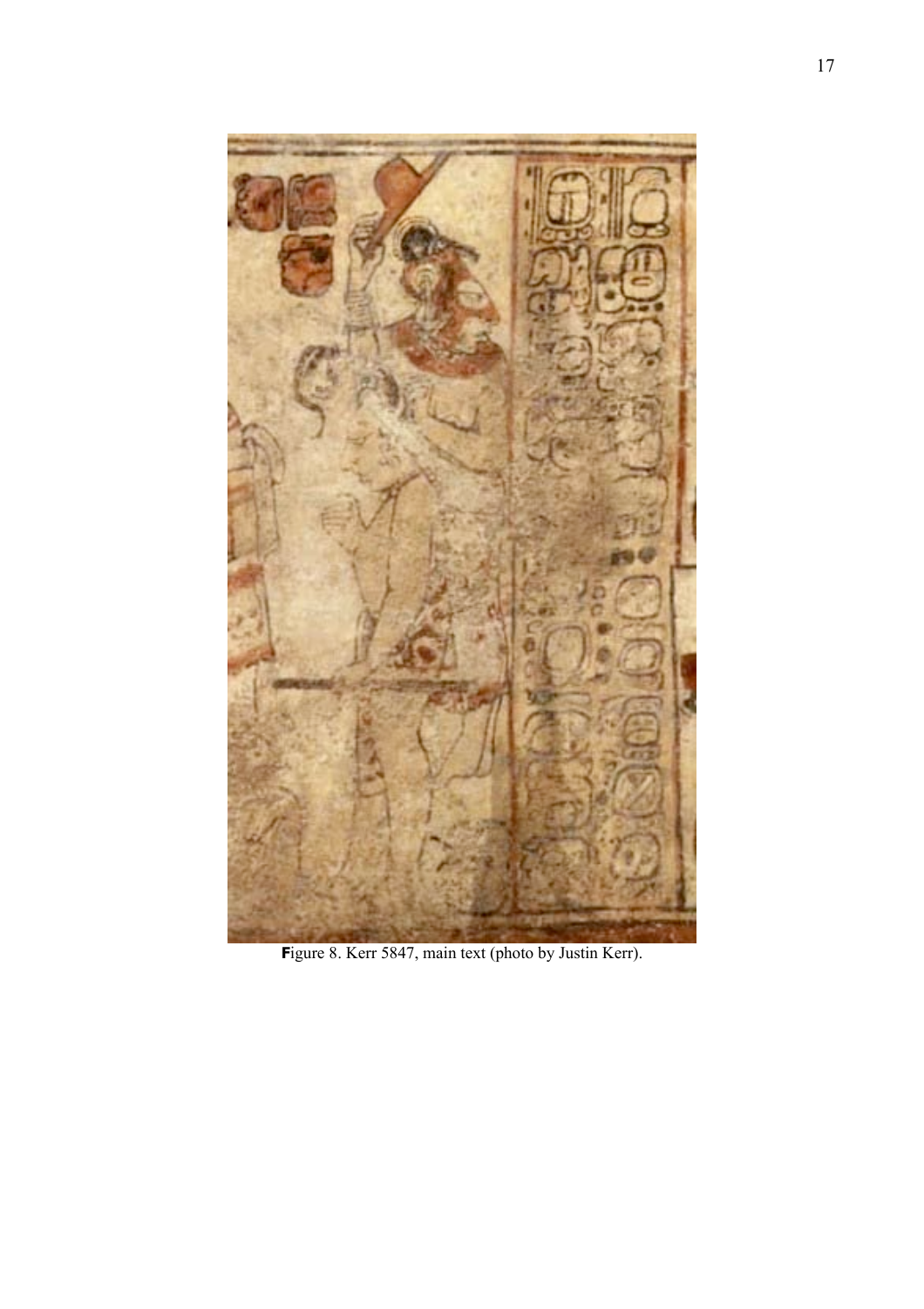Figure 8. Kerr 5847, main text (photo by Justin Kerr).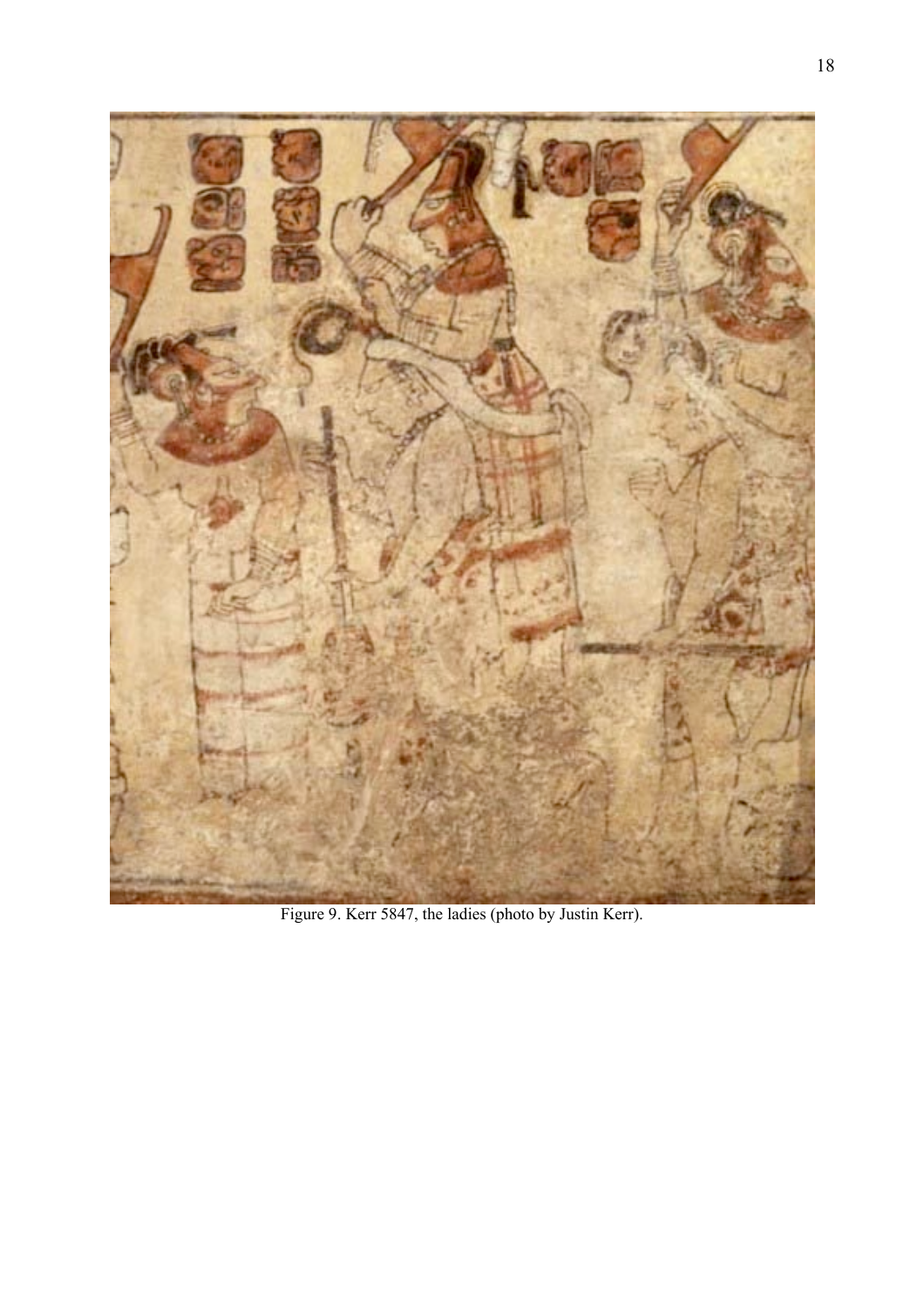Figure 9. Kerr 5847, the ladies (photo by Justin Kerr).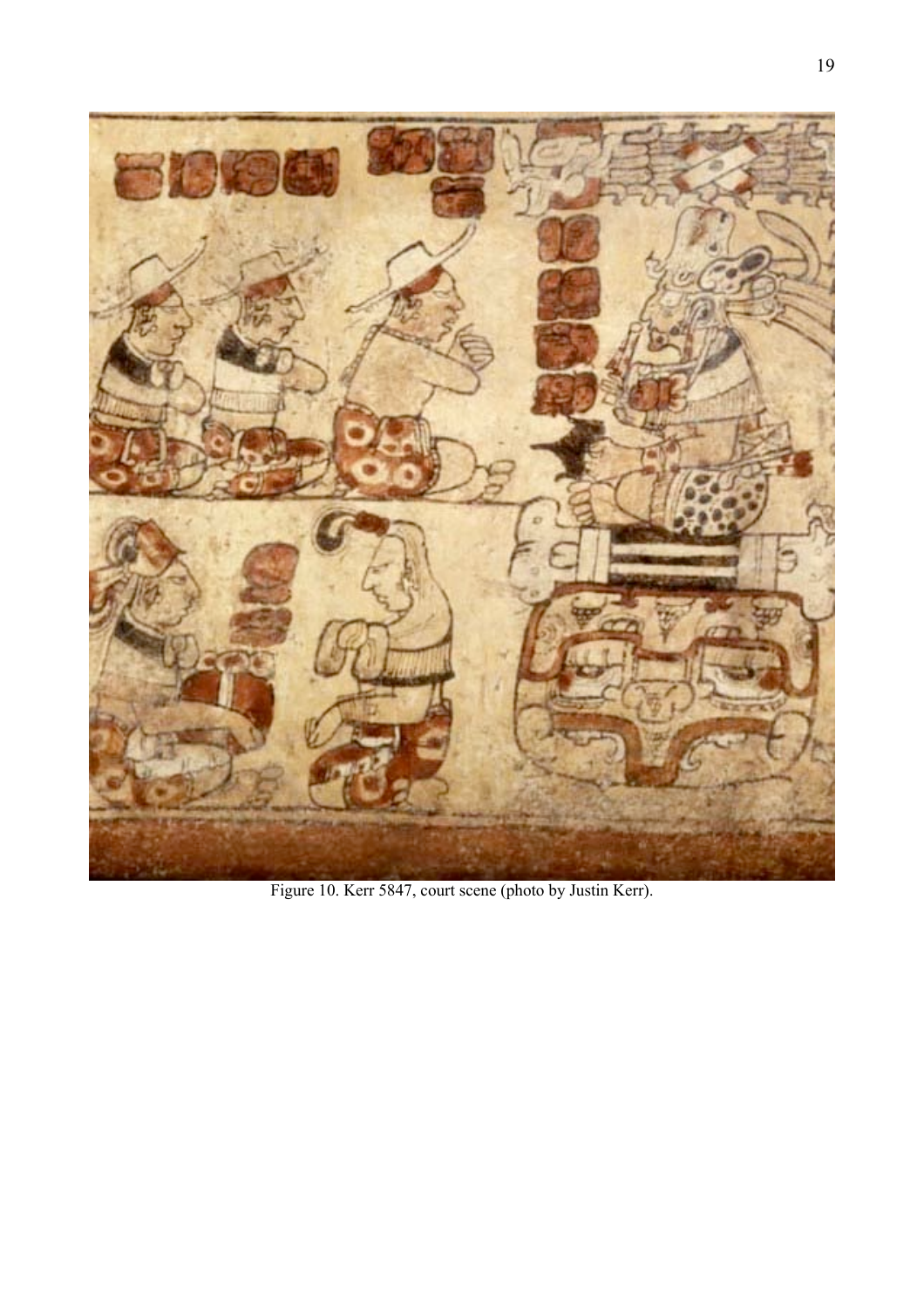Figure 10. Kerr 5847, court scene (photo by Justin Kerr).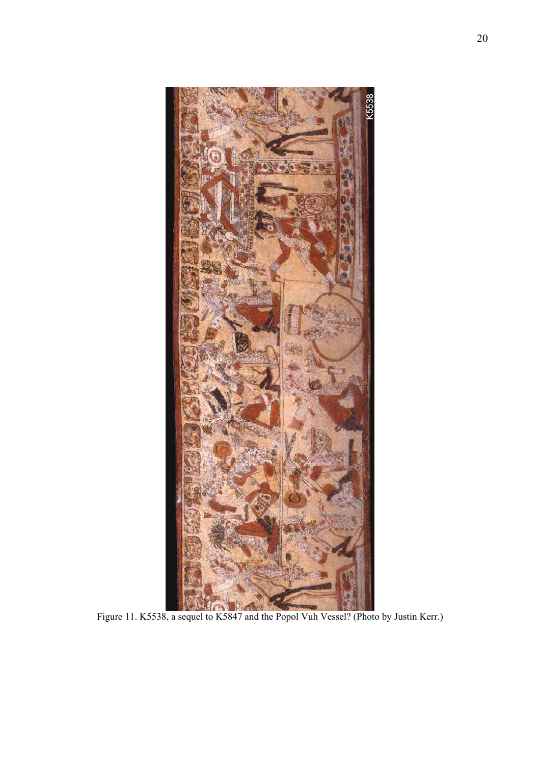Figure 11. K5538, a sequel to K5847 and the Popol Vuh Vessel? (Photo by Justin Kerr.)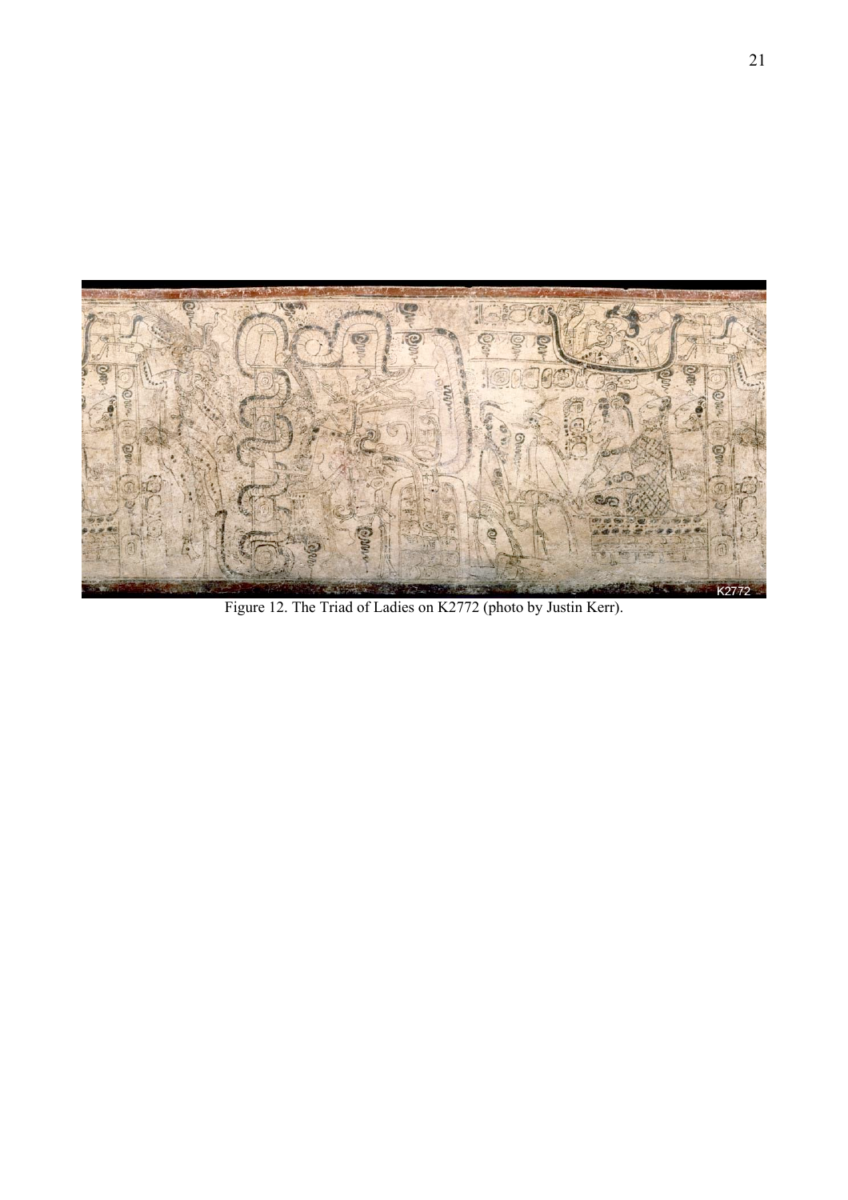Figure 12. The Triad of Ladies on K2772 (photo by Justin Kerr).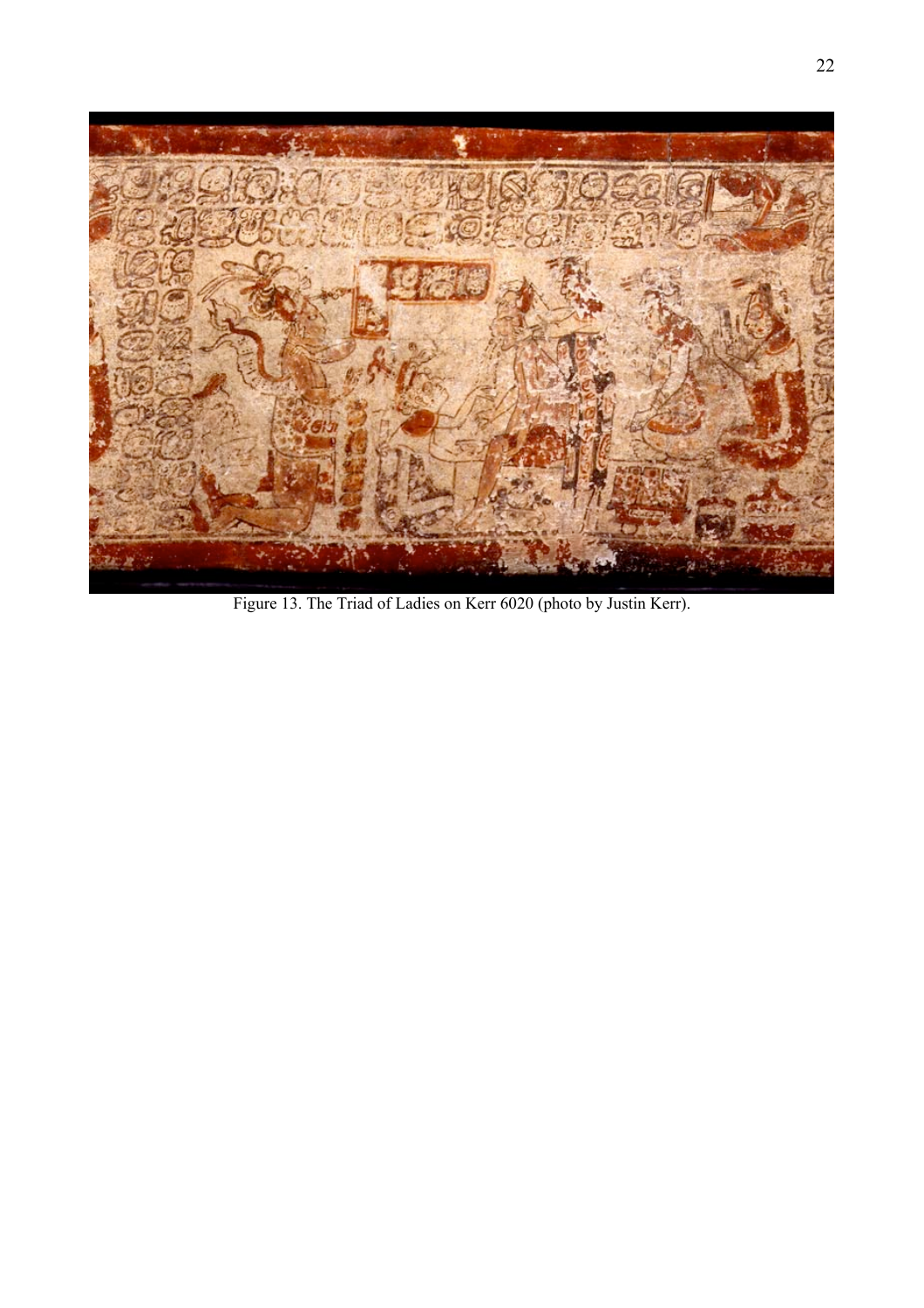Figure 13. The Triad of Ladies on Kerr 6020 (photo by Justin Kerr).